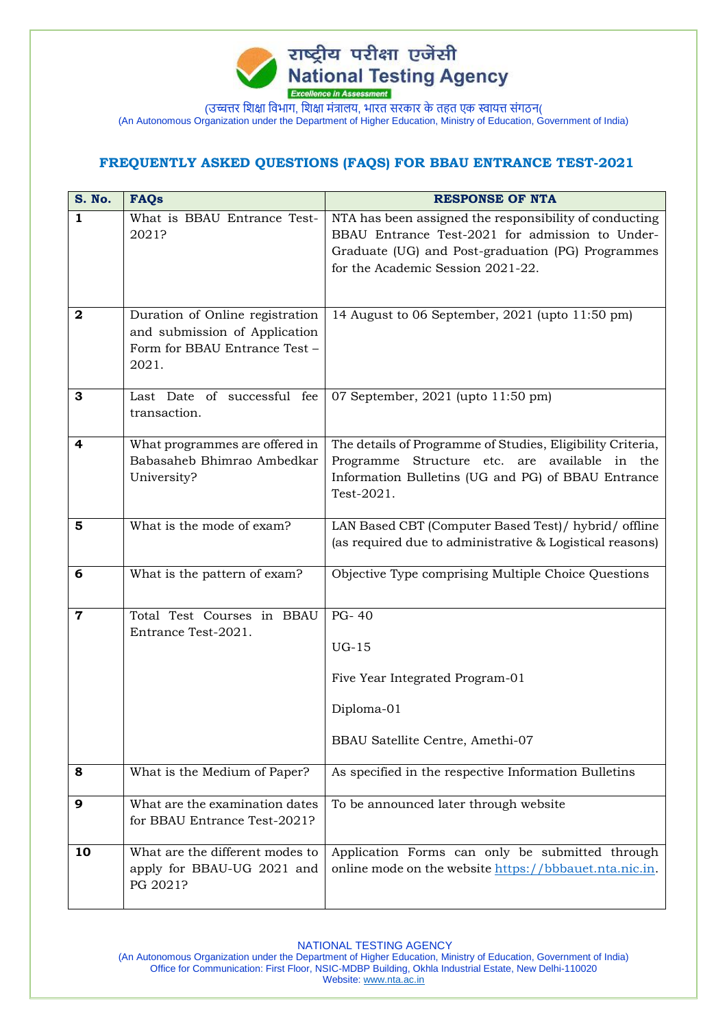राष्ट्रीय परीक्षा एजेंसी
**National Testing Agency**
*Excellence in Assessment*

(उच्चतर शिक्षा विभाग, शिक्षा मंत्रालय, भारत सरकार के तहत एक स्वायत्त संगठन(
(An Autonomous Organization under the Department of Higher Education, Ministry of Education, Government of India)

## FREQUENTLY ASKED QUESTIONS (FAQS) FOR BBAU ENTRANCE TEST-2021

| S. No. | FAQs | RESPONSE OF NTA |
|---|---|---|
| **1** | What is BBAU Entrance Test-2021? | NTA has been assigned the responsibility of conducting BBAU Entrance Test-2021 for admission to Under-Graduate (UG) and Post-graduation (PG) Programmes for the Academic Session 2021-22. |
| **2** | Duration of Online registration and submission of Application Form for BBAU Entrance Test – 2021. | 14 August to 06 September, 2021 (upto 11:50 pm) |
| **3** | Last Date of successful fee transaction. | 07 September, 2021 (upto 11:50 pm) |
| **4** | What programmes are offered in Babasaheb Bhimrao Ambedkar University? | The details of Programme of Studies, Eligibility Criteria, Programme Structure etc. are available in the Information Bulletins (UG and PG) of BBAU Entrance Test-2021. |
| **5** | What is the mode of exam? | LAN Based CBT (Computer Based Test)/ hybrid/ offline (as required due to administrative & Logistical reasons) |
| **6** | What is the pattern of exam? | Objective Type comprising Multiple Choice Questions |
| **7** | Total Test Courses in BBAU Entrance Test-2021. | PG- 40<br><br>UG-15<br><br>Five Year Integrated Program-01<br><br>Diploma-01<br><br>BBAU Satellite Centre, Amethi-07 |
| **8** | What is the Medium of Paper? | As specified in the respective Information Bulletins |
| **9** | What are the examination dates for BBAU Entrance Test-2021? | To be announced later through website |
| **10** | What are the different modes to apply for BBAU-UG 2021 and PG 2021? | Application Forms can only be submitted through online mode on the website https://bbbauet.nta.nic.in. |

NATIONAL TESTING AGENCY
(An Autonomous Organization under the Department of Higher Education, Ministry of Education, Government of India)
Office for Communication: First Floor, NSIC-MDBP Building, Okhla Industrial Estate, New Delhi-110020
Website: www.nta.ac.in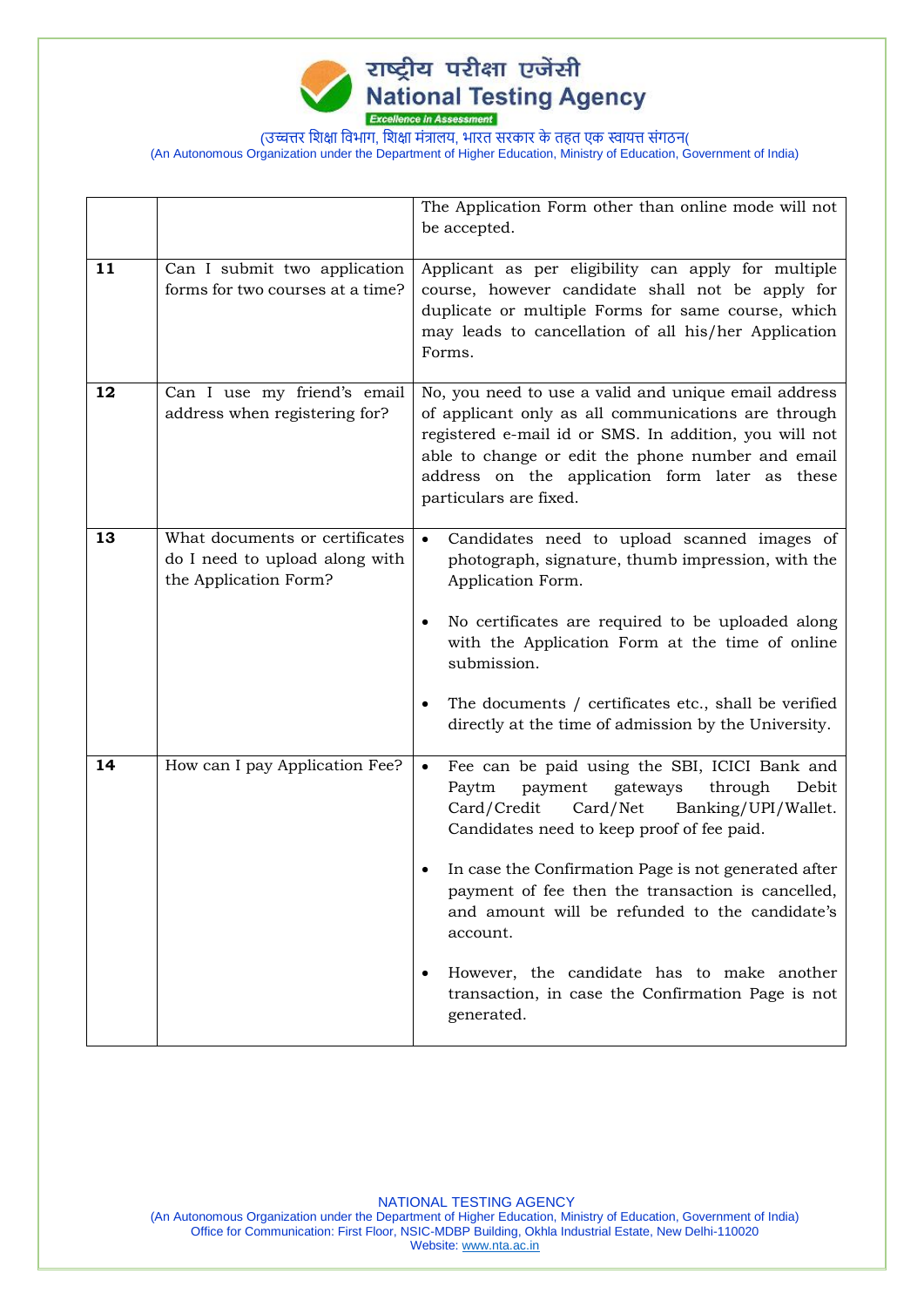| | | |
|---|---|---|
| | | The Application Form other than online mode will not be accepted. |
| **11** | Can I submit two application forms for two courses at a time? | Applicant as per eligibility can apply for multiple course, however candidate shall not be apply for duplicate or multiple Forms for same course, which may leads to cancellation of all his/her Application Forms. |
| **12** | Can I use my friend's email address when registering for? | No, you need to use a valid and unique email address of applicant only as all communications are through registered e-mail id or SMS. In addition, you will not able to change or edit the phone number and email address on the application form later as these particulars are fixed. |
| **13** | What documents or certificates do I need to upload along with the Application Form? | • Candidates need to upload scanned images of photograph, signature, thumb impression, with the Application Form.<br><br>• No certificates are required to be uploaded along with the Application Form at the time of online submission.<br><br>• The documents / certificates etc., shall be verified directly at the time of admission by the University. |
| **14** | How can I pay Application Fee? | • Fee can be paid using the SBI, ICICI Bank and Paytm payment gateways through Debit Card/Credit Card/Net Banking/UPI/Wallet. Candidates need to keep proof of fee paid.<br><br>• In case the Confirmation Page is not generated after payment of fee then the transaction is cancelled, and amount will be refunded to the candidate's account.<br><br>• However, the candidate has to make another transaction, in case the Confirmation Page is not generated. |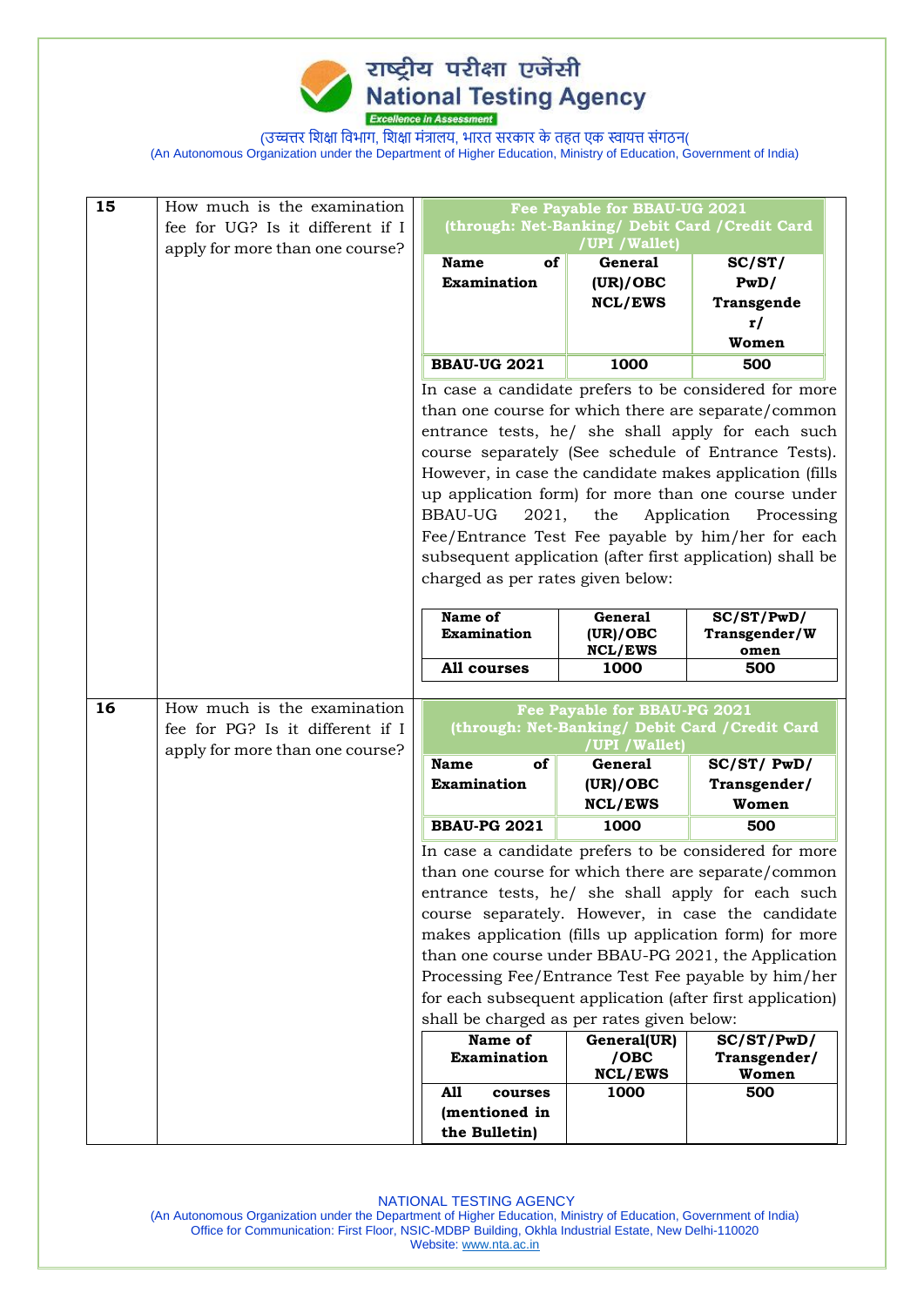| 15 | How much is the examination fee for UG? Is it different if I apply for more than one course? | **Fee Payable for BBAU-UG 2021 (through: Net-Banking/ Debit Card /Credit Card /UPI /Wallet)** | | |
|---|---|---|---|---|
| | | **Name of Examination** | **General (UR)/OBC NCL/EWS** | **SC/ST/ PwD/ Transgender/ Women** |
| | | **BBAU-UG 2021** | **1000** | **500** |
| | | In case a candidate prefers to be considered for more than one course for which there are separate/common entrance tests, he/ she shall apply for each such course separately (See schedule of Entrance Tests). However, in case the candidate makes application (fills up application form) for more than one course under BBAU-UG 2021, the Application Processing Fee/Entrance Test Fee payable by him/her for each subsequent application (after first application) shall be charged as per rates given below: | | |
| | | **Name of Examination** | **General (UR)/OBC NCL/EWS** | **SC/ST/PwD/ Transgender/Women** |
| | | **All courses** | **1000** | **500** |
| 16 | How much is the examination fee for PG? Is it different if I apply for more than one course? | **Fee Payable for BBAU-PG 2021 (through: Net-Banking/ Debit Card /Credit Card /UPI /Wallet)** | | |
| | | **Name of Examination** | **General (UR)/OBC NCL/EWS** | **SC/ST/ PwD/ Transgender/ Women** |
| | | **BBAU-PG 2021** | **1000** | **500** |
| | | In case a candidate prefers to be considered for more than one course for which there are separate/common entrance tests, he/ she shall apply for each such course separately. However, in case the candidate makes application (fills up application form) for more than one course under BBAU-PG 2021, the Application Processing Fee/Entrance Test Fee payable by him/her for each subsequent application (after first application) shall be charged as per rates given below: | | |
| | | **Name of Examination** | **General(UR) /OBC NCL/EWS** | **SC/ST/PwD/ Transgender/ Women** |
| | | **All courses (mentioned in the Bulletin)** | **1000** | **500** |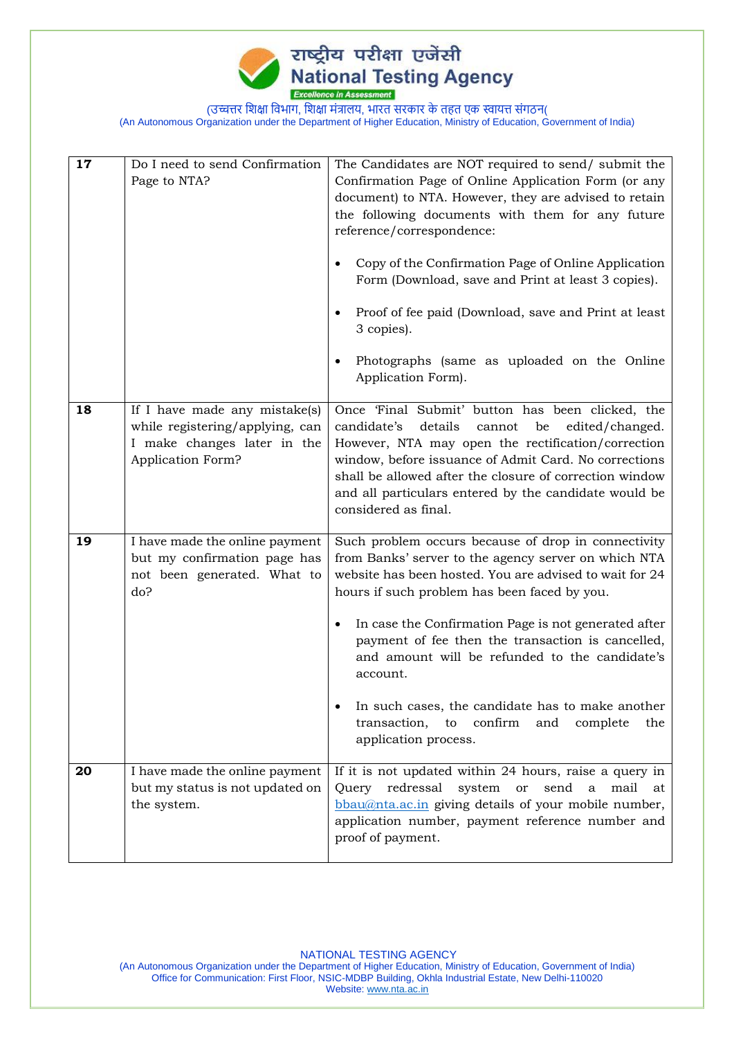| 17 | Do I need to send Confirmation Page to NTA? | The Candidates are NOT required to send/ submit the Confirmation Page of Online Application Form (or any document) to NTA. However, they are advised to retain the following documents with them for any future reference/correspondence:<br><br>• Copy of the Confirmation Page of Online Application Form (Download, save and Print at least 3 copies).<br><br>• Proof of fee paid (Download, save and Print at least 3 copies).<br><br>• Photographs (same as uploaded on the Online Application Form). |
|---|---|---|
| 18 | If I have made any mistake(s) while registering/applying, can I make changes later in the Application Form? | Once 'Final Submit' button has been clicked, the candidate's details cannot be edited/changed. However, NTA may open the rectification/correction window, before issuance of Admit Card. No corrections shall be allowed after the closure of correction window and all particulars entered by the candidate would be considered as final. |
| 19 | I have made the online payment but my confirmation page has not been generated. What to do? | Such problem occurs because of drop in connectivity from Banks' server to the agency server on which NTA website has been hosted. You are advised to wait for 24 hours if such problem has been faced by you.<br><br>• In case the Confirmation Page is not generated after payment of fee then the transaction is cancelled, and amount will be refunded to the candidate's account.<br><br>• In such cases, the candidate has to make another transaction, to confirm and complete the application process. |
| 20 | I have made the online payment but my status is not updated on the system. | If it is not updated within 24 hours, raise a query in Query redressal system or send a mail at bbau@nta.ac.in giving details of your mobile number, application number, payment reference number and proof of payment. |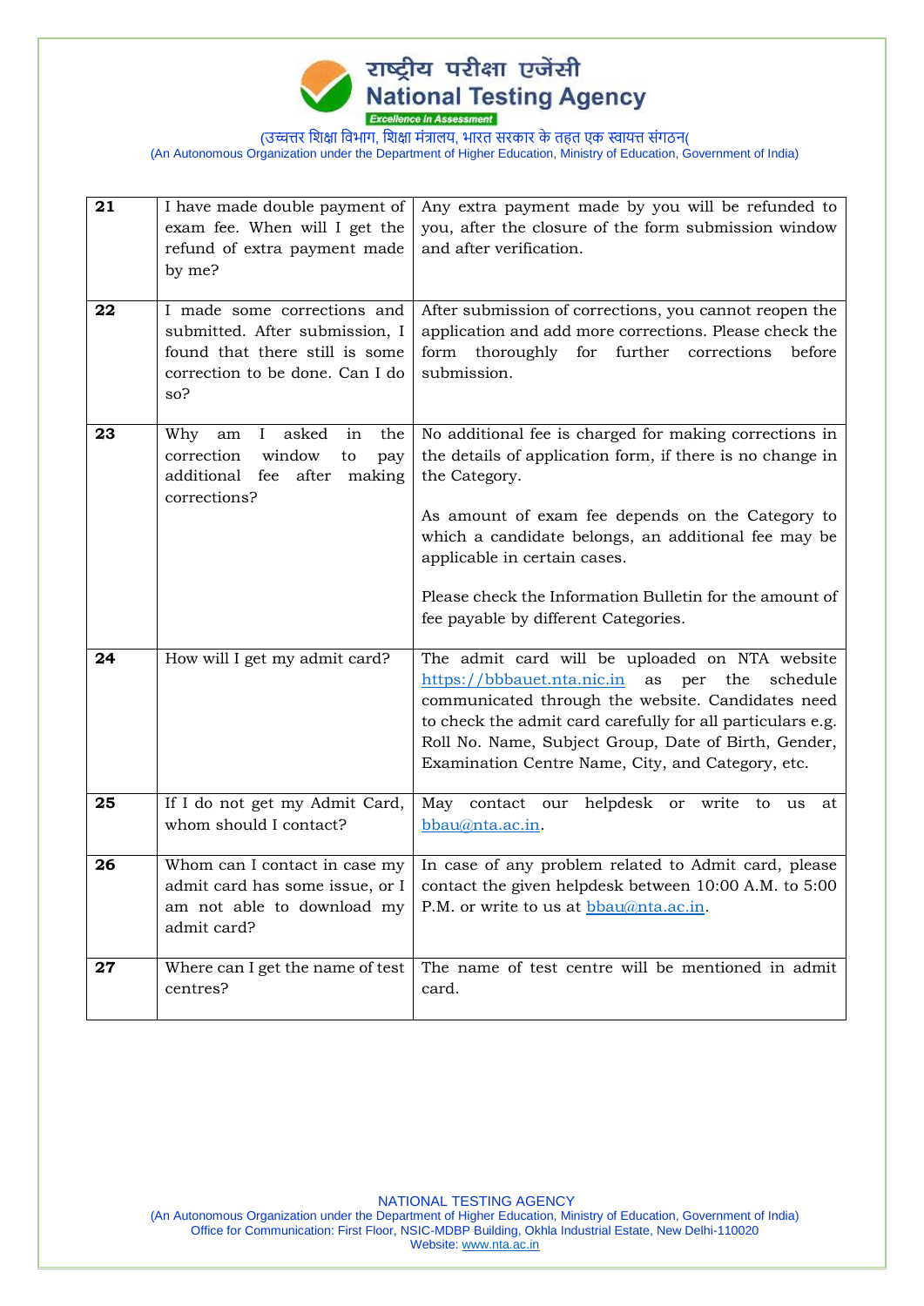| 21 | I have made double payment of exam fee. When will I get the refund of extra payment made by me? | Any extra payment made by you will be refunded to you, after the closure of the form submission window and after verification. |
|---|---|---|
| 22 | I made some corrections and submitted. After submission, I found that there still is some correction to be done. Can I do so? | After submission of corrections, you cannot reopen the application and add more corrections. Please check the form thoroughly for further corrections before submission. |
| 23 | Why am I asked in the correction window to pay additional fee after making corrections? | No additional fee is charged for making corrections in the details of application form, if there is no change in the Category.<br><br>As amount of exam fee depends on the Category to which a candidate belongs, an additional fee may be applicable in certain cases.<br><br>Please check the Information Bulletin for the amount of fee payable by different Categories. |
| 24 | How will I get my admit card? | The admit card will be uploaded on NTA website https://bbbauet.nta.nic.in as per the schedule communicated through the website. Candidates need to check the admit card carefully for all particulars e.g. Roll No. Name, Subject Group, Date of Birth, Gender, Examination Centre Name, City, and Category, etc. |
| 25 | If I do not get my Admit Card, whom should I contact? | May contact our helpdesk or write to us at bbau@nta.ac.in. |
| 26 | Whom can I contact in case my admit card has some issue, or I am not able to download my admit card? | In case of any problem related to Admit card, please contact the given helpdesk between 10:00 A.M. to 5:00 P.M. or write to us at bbau@nta.ac.in. |
| 27 | Where can I get the name of test centres? | The name of test centre will be mentioned in admit card. |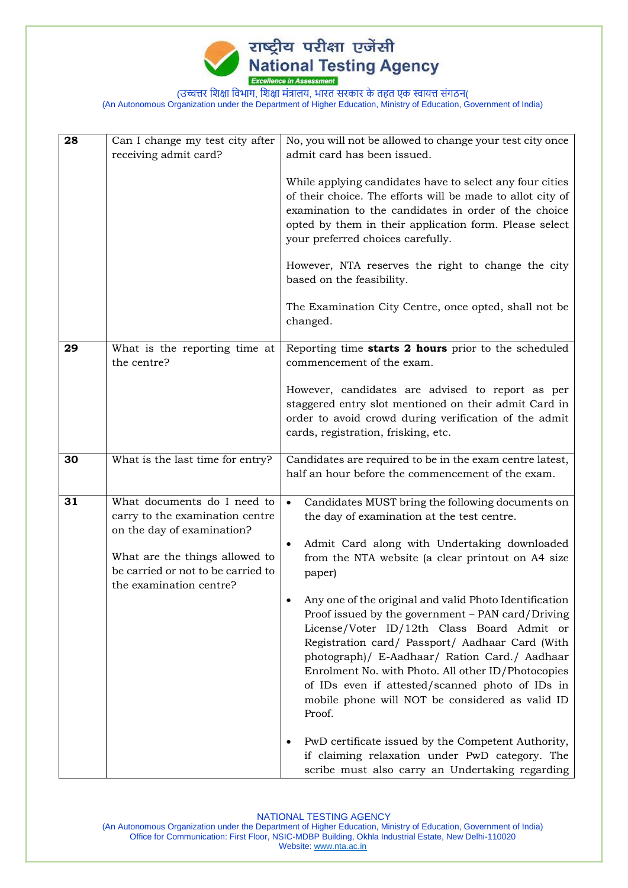| 28 | Can I change my test city after receiving admit card? | No, you will not be allowed to change your test city once admit card has been issued.<br><br>While applying candidates have to select any four cities of their choice. The efforts will be made to allot city of examination to the candidates in order of the choice opted by them in their application form. Please select your preferred choices carefully.<br><br>However, NTA reserves the right to change the city based on the feasibility.<br><br>The Examination City Centre, once opted, shall not be changed. |
|---|---|---|
| **29** | What is the reporting time at the centre? | Reporting time **starts 2 hours** prior to the scheduled commencement of the exam.<br><br>However, candidates are advised to report as per staggered entry slot mentioned on their admit Card in order to avoid crowd during verification of the admit cards, registration, frisking, etc. |
| **30** | What is the last time for entry? | Candidates are required to be in the exam centre latest, half an hour before the commencement of the exam. |
| **31** | What documents do I need to carry to the examination centre on the day of examination?<br><br>What are the things allowed to be carried or not to be carried to the examination centre? | • Candidates MUST bring the following documents on the day of examination at the test centre.<br><br>• Admit Card along with Undertaking downloaded from the NTA website (a clear printout on A4 size paper)<br><br>• Any one of the original and valid Photo Identification Proof issued by the government – PAN card/Driving License/Voter ID/12th Class Board Admit or Registration card/ Passport/ Aadhaar Card (With photograph)/ E-Aadhaar/ Ration Card./ Aadhaar Enrolment No. with Photo. All other ID/Photocopies of IDs even if attested/scanned photo of IDs in mobile phone will NOT be considered as valid ID Proof.<br><br>• PwD certificate issued by the Competent Authority, if claiming relaxation under PwD category. The scribe must also carry an Undertaking regarding |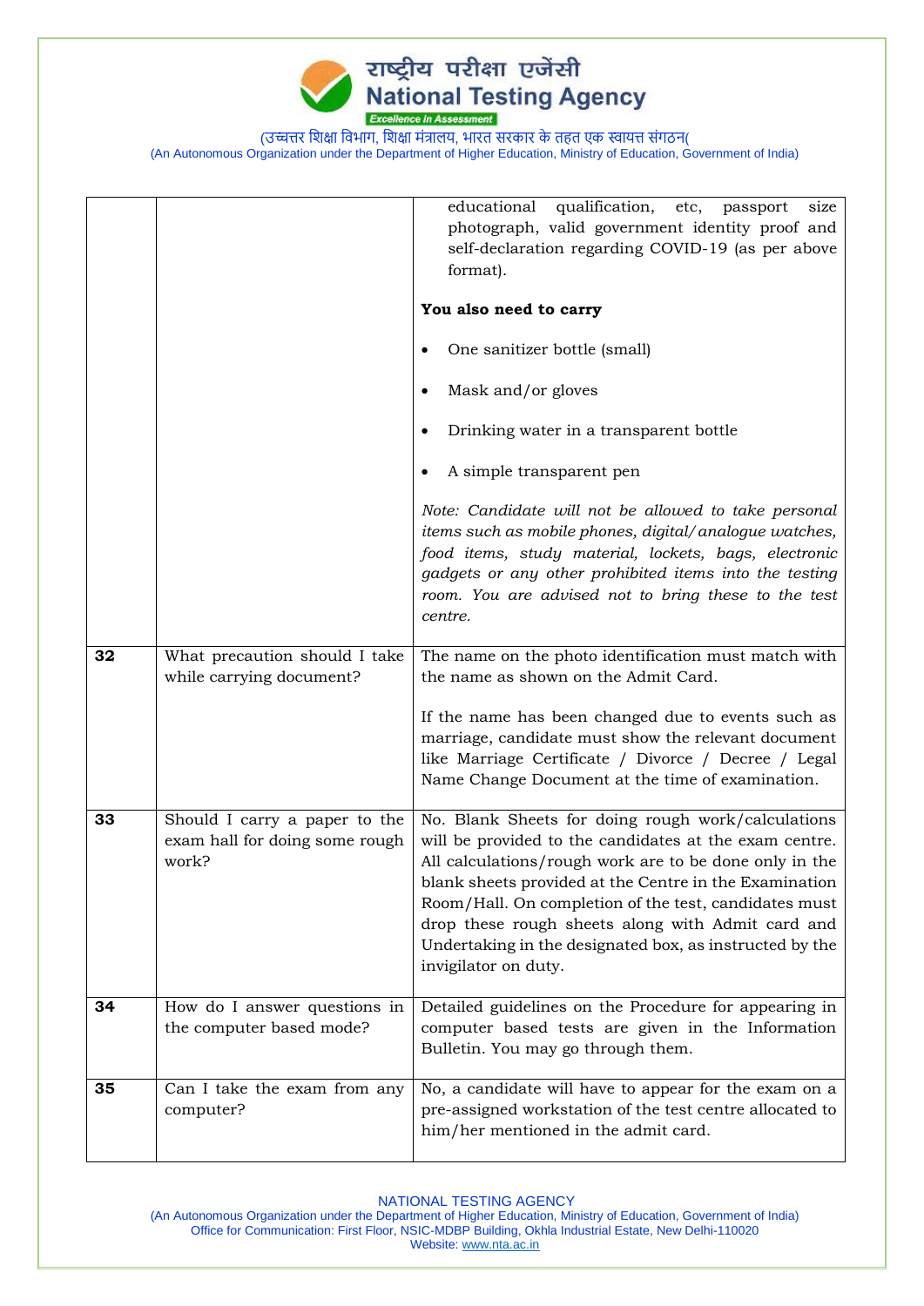| | | |
|---|---|---|
| | | educational qualification, etc, passport size photograph, valid government identity proof and self-declaration regarding COVID-19 (as per above format).<br><br>**You also need to carry**<br><br>• One sanitizer bottle (small)<br>• Mask and/or gloves<br>• Drinking water in a transparent bottle<br>• A simple transparent pen<br><br>*Note: Candidate will not be allowed to take personal items such as mobile phones, digital/analogue watches, food items, study material, lockets, bags, electronic gadgets or any other prohibited items into the testing room. You are advised not to bring these to the test centre.* |
| **32** | What precaution should I take while carrying document? | The name on the photo identification must match with the name as shown on the Admit Card.<br><br>If the name has been changed due to events such as marriage, candidate must show the relevant document like Marriage Certificate / Divorce / Decree / Legal Name Change Document at the time of examination. |
| **33** | Should I carry a paper to the exam hall for doing some rough work? | No. Blank Sheets for doing rough work/calculations will be provided to the candidates at the exam centre. All calculations/rough work are to be done only in the blank sheets provided at the Centre in the Examination Room/Hall. On completion of the test, candidates must drop these rough sheets along with Admit card and Undertaking in the designated box, as instructed by the invigilator on duty. |
| **34** | How do I answer questions in the computer based mode? | Detailed guidelines on the Procedure for appearing in computer based tests are given in the Information Bulletin. You may go through them. |
| **35** | Can I take the exam from any computer? | No, a candidate will have to appear for the exam on a pre-assigned workstation of the test centre allocated to him/her mentioned in the admit card. |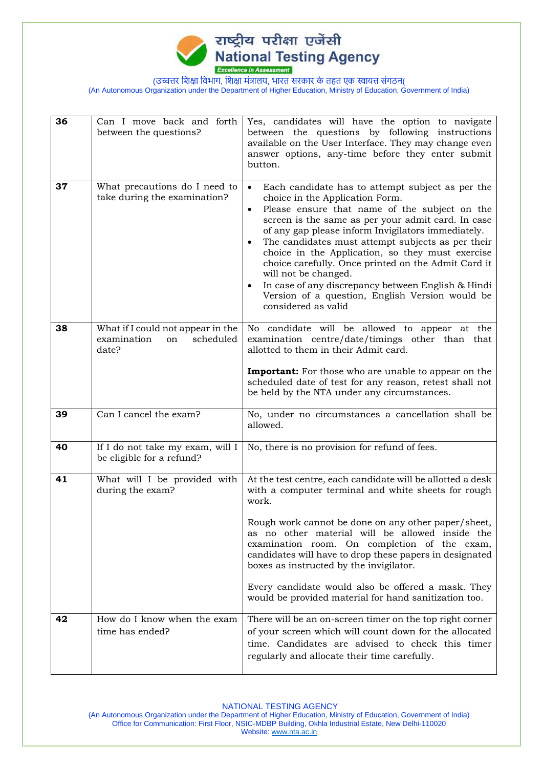| | | |
|---|---|---|
| **36** | Can I move back and forth between the questions? | Yes, candidates will have the option to navigate between the questions by following instructions available on the User Interface. They may change even answer options, any-time before they enter submit button. |
| **37** | What precautions do I need to take during the examination? | • Each candidate has to attempt subject as per the choice in the Application Form.<br>• Please ensure that name of the subject on the screen is the same as per your admit card. In case of any gap please inform Invigilators immediately.<br>• The candidates must attempt subjects as per their choice in the Application, so they must exercise choice carefully. Once printed on the Admit Card it will not be changed.<br>• In case of any discrepancy between English & Hindi Version of a question, English Version would be considered as valid |
| **38** | What if I could not appear in the examination on scheduled date? | No candidate will be allowed to appear at the examination centre/date/timings other than that allotted to them in their Admit card.<br><br>**Important:** For those who are unable to appear on the scheduled date of test for any reason, retest shall not be held by the NTA under any circumstances. |
| **39** | Can I cancel the exam? | No, under no circumstances a cancellation shall be allowed. |
| **40** | If I do not take my exam, will I be eligible for a refund? | No, there is no provision for refund of fees. |
| **41** | What will I be provided with during the exam? | At the test centre, each candidate will be allotted a desk with a computer terminal and white sheets for rough work.<br><br>Rough work cannot be done on any other paper/sheet, as no other material will be allowed inside the examination room. On completion of the exam, candidates will have to drop these papers in designated boxes as instructed by the invigilator.<br><br>Every candidate would also be offered a mask. They would be provided material for hand sanitization too. |
| **42** | How do I know when the exam time has ended? | There will be an on-screen timer on the top right corner of your screen which will count down for the allocated time. Candidates are advised to check this timer regularly and allocate their time carefully. |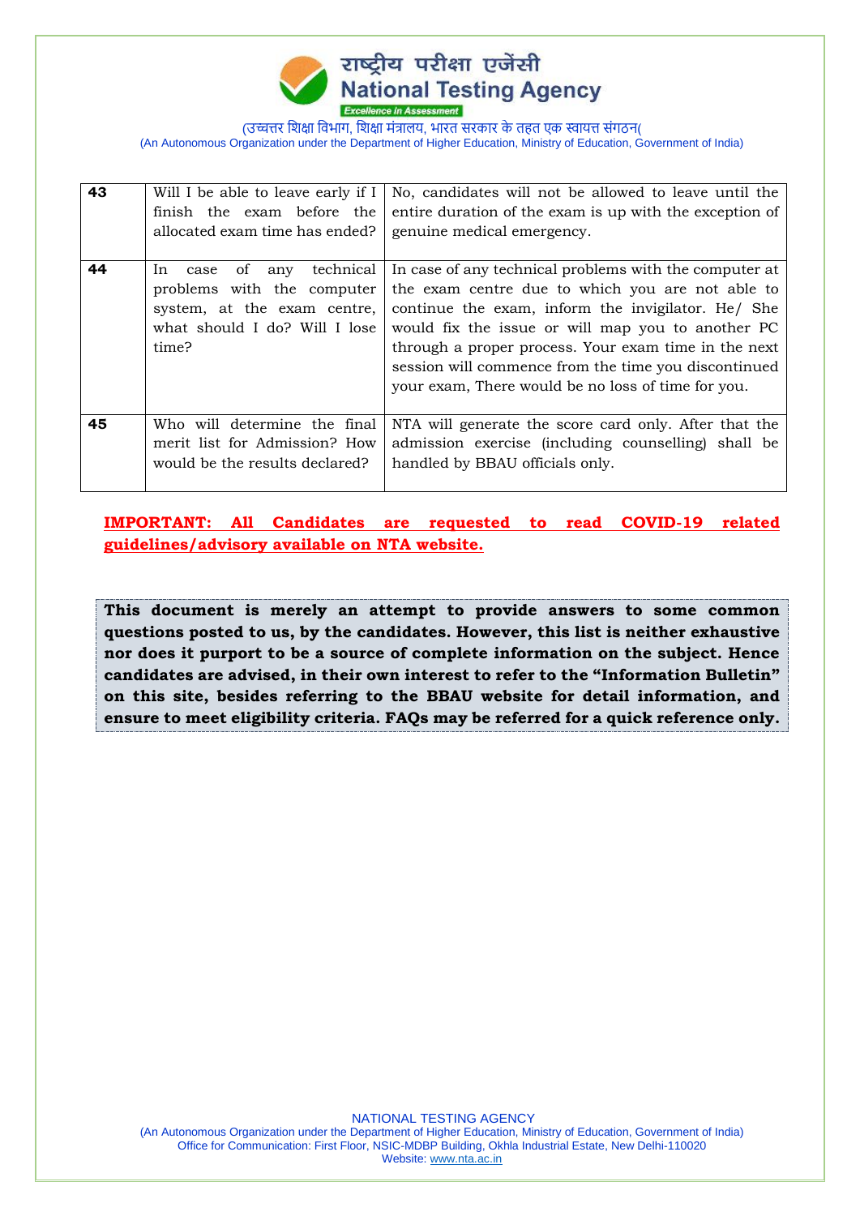| | | |
|---|---|---|
| **43** | Will I be able to leave early if I finish the exam before the allocated exam time has ended? | No, candidates will not be allowed to leave until the entire duration of the exam is up with the exception of genuine medical emergency. |
| **44** | In case of any technical problems with the computer system, at the exam centre, what should I do? Will I lose time? | In case of any technical problems with the computer at the exam centre due to which you are not able to continue the exam, inform the invigilator. He/ She would fix the issue or will map you to another PC through a proper process. Your exam time in the next session will commence from the time you discontinued your exam, There would be no loss of time for you. |
| **45** | Who will determine the final merit list for Admission? How would be the results declared? | NTA will generate the score card only. After that the admission exercise (including counselling) shall be handled by BBAU officials only. |

**IMPORTANT: All Candidates are requested to read COVID-19 related guidelines/advisory available on NTA website.**

**This document is merely an attempt to provide answers to some common questions posted to us, by the candidates. However, this list is neither exhaustive nor does it purport to be a source of complete information on the subject. Hence candidates are advised, in their own interest to refer to the "Information Bulletin" on this site, besides referring to the BBAU website for detail information, and ensure to meet eligibility criteria. FAQs may be referred for a quick reference only.**